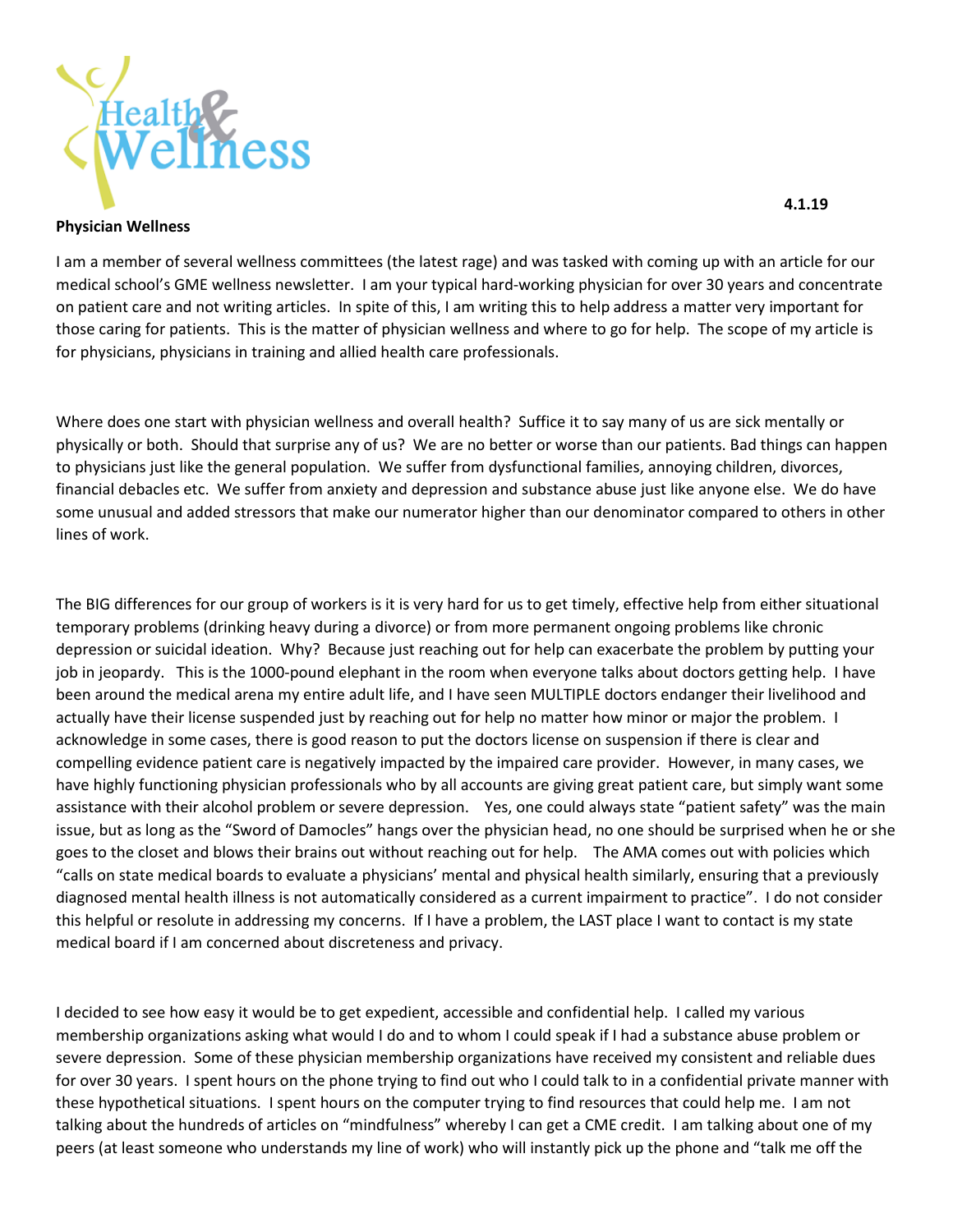Health & Wellness

4.1.19

**Physician Wellness**

I am a member of several wellness committees (the latest rage) and was tasked with coming up with an article for our medical school's GME wellness newsletter. I am your typical hard-working physician for over 30 years and concentrate on patient care and not writing articles. In spite of this, I am writing this to help address a matter very important for those caring for patients. This is the matter of physician wellness and where to go for help. The scope of my article is for physicians, physicians in training and allied health care professionals.

Where does one start with physician wellness and overall health? Suffice it to say many of us are sick mentally or physically or both. Should that surprise any of us? We are no better or worse than our patients. Bad things can happen to physicians just like the general population. We suffer from dysfunctional families, annoying children, divorces, financial debacles etc. We suffer from anxiety and depression and substance abuse just like anyone else. We do have some unusual and added stressors that make our numerator higher than our denominator compared to others in other lines of work.

The BIG differences for our group of workers is it is very hard for us to get timely, effective help from either situational temporary problems (drinking heavy during a divorce) or from more permanent ongoing problems like chronic depression or suicidal ideation. Why? Because just reaching out for help can exacerbate the problem by putting your job in jeopardy. This is the 1000-pound elephant in the room when everyone talks about doctors getting help. I have been around the medical arena my entire adult life, and I have seen MULTIPLE doctors endanger their livelihood and actually have their license suspended just by reaching out for help no matter how minor or major the problem. I acknowledge in some cases, there is good reason to put the doctors license on suspension if there is clear and compelling evidence patient care is negatively impacted by the impaired care provider. However, in many cases, we have highly functioning physician professionals who by all accounts are giving great patient care, but simply want some assistance with their alcohol problem or severe depression. Yes, one could always state "patient safety" was the main issue, but as long as the "Sword of Damocles" hangs over the physician head, no one should be surprised when he or she goes to the closet and blows their brains out without reaching out for help. The AMA comes out with policies which "calls on state medical boards to evaluate a physicians' mental and physical health similarly, ensuring that a previously diagnosed mental health illness is not automatically considered as a current impairment to practice". I do not consider this helpful or resolute in addressing my concerns. If I have a problem, the LAST place I want to contact is my state medical board if I am concerned about discreteness and privacy.

I decided to see how easy it would be to get expedient, accessible and confidential help. I called my various membership organizations asking what would I do and to whom I could speak if I had a substance abuse problem or severe depression. Some of these physician membership organizations have received my consistent and reliable dues for over 30 years. I spent hours on the phone trying to find out who I could talk to in a confidential private manner with these hypothetical situations. I spent hours on the computer trying to find resources that could help me. I am not talking about the hundreds of articles on "mindfulness" whereby I can get a CME credit. I am talking about one of my peers (at least someone who understands my line of work) who will instantly pick up the phone and "talk me off the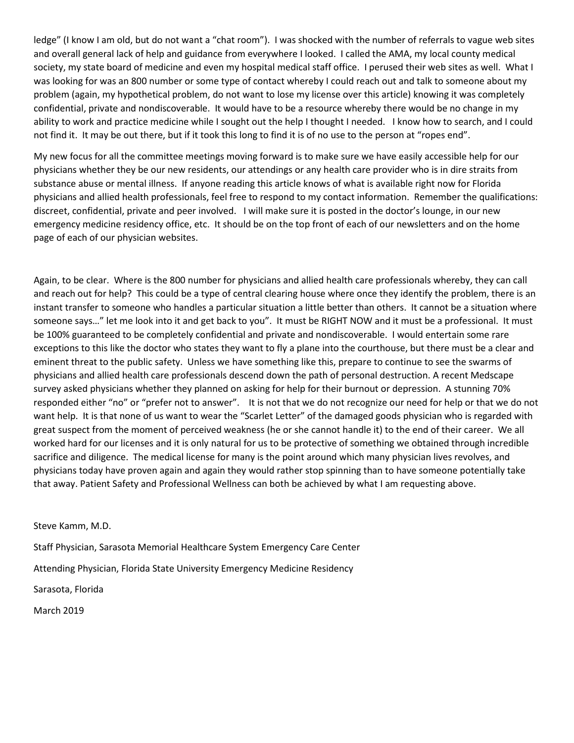ledge" (I know I am old, but do not want a "chat room"). I was shocked with the number of referrals to vague web sites and overall general lack of help and guidance from everywhere I looked. I called the AMA, my local county medical society, my state board of medicine and even my hospital medical staff office. I perused their web sites as well. What I was looking for was an 800 number or some type of contact whereby I could reach out and talk to someone about my problem (again, my hypothetical problem, do not want to lose my license over this article) knowing it was completely confidential, private and nondiscoverable. It would have to be a resource whereby there would be no change in my ability to work and practice medicine while I sought out the help I thought I needed. I know how to search, and I could not find it. It may be out there, but if it took this long to find it is of no use to the person at "ropes end".

My new focus for all the committee meetings moving forward is to make sure we have easily accessible help for our physicians whether they be our new residents, our attendings or any health care provider who is in dire straits from substance abuse or mental illness. If anyone reading this article knows of what is available right now for Florida physicians and allied health professionals, feel free to respond to my contact information. Remember the qualifications: discreet, confidential, private and peer involved. I will make sure it is posted in the doctor's lounge, in our new emergency medicine residency office, etc. It should be on the top front of each of our newsletters and on the home page of each of our physician websites.

Again, to be clear. Where is the 800 number for physicians and allied health care professionals whereby, they can call and reach out for help? This could be a type of central clearing house where once they identify the problem, there is an instant transfer to someone who handles a particular situation a little better than others. It cannot be a situation where someone says…" let me look into it and get back to you". It must be RIGHT NOW and it must be a professional. It must be 100% guaranteed to be completely confidential and private and nondiscoverable. I would entertain some rare exceptions to this like the doctor who states they want to fly a plane into the courthouse, but there must be a clear and eminent threat to the public safety. Unless we have something like this, prepare to continue to see the swarms of physicians and allied health care professionals descend down the path of personal destruction. A recent Medscape survey asked physicians whether they planned on asking for help for their burnout or depression. A stunning 70% responded either "no" or "prefer not to answer". It is not that we do not recognize our need for help or that we do not want help. It is that none of us want to wear the "Scarlet Letter" of the damaged goods physician who is regarded with great suspect from the moment of perceived weakness (he or she cannot handle it) to the end of their career. We all worked hard for our licenses and it is only natural for us to be protective of something we obtained through incredible sacrifice and diligence. The medical license for many is the point around which many physician lives revolves, and physicians today have proven again and again they would rather stop spinning than to have someone potentially take that away. Patient Safety and Professional Wellness can both be achieved by what I am requesting above.

Steve Kamm, M.D.

Staff Physician, Sarasota Memorial Healthcare System Emergency Care Center

Attending Physician, Florida State University Emergency Medicine Residency

Sarasota, Florida

March 2019